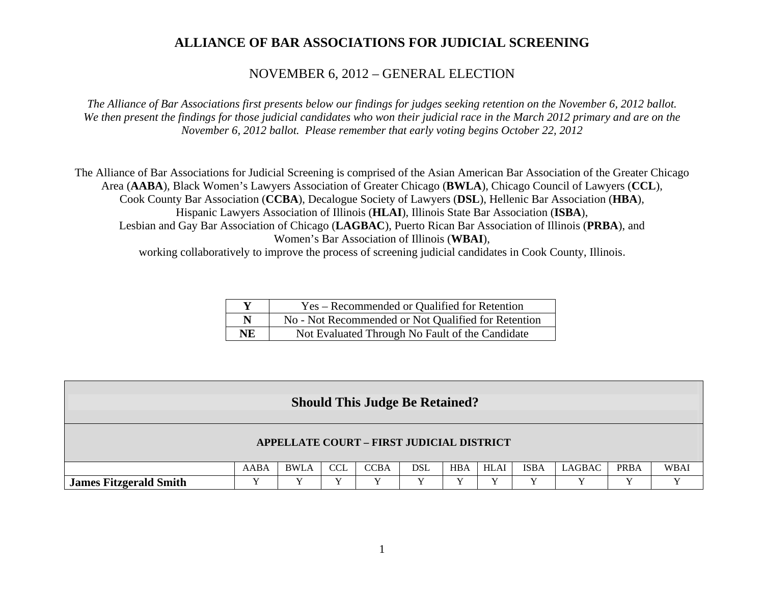# ALLIANCE OF BAR ASSOCIATIONS FOR JUDICIAL SCREENING

## NOVEMBER 6, 2012 – GENERAL ELECTION

*The Alliance of Bar Associations first presents below our findings for judges seeking retention on the November 6, 2012 ballot. We then present the findings for those judicial candidates who won their judicial race in the March 2012 primary and are on the November 6, 2012 ballot. Please remember that early voting begins October 22, 2012*

The Alliance of Bar Associations for Judicial Screening is comprised of the Asian American Bar Association of the Greater Chicago Area (**AABA**), Black Women's Lawyers Association of Greater Chicago (**BWLA**), Chicago Council of Lawyers (**CCL**), Cook County Bar Association (**CCBA**), Decalogue Society of Lawyers (**DSL**), Hellenic Bar Association (**HBA**), Hispanic Lawyers Association of Illinois (**HLAI**), Illinois State Bar Association (**ISBA**), Lesbian and Gay Bar Association of Chicago (**LAGBAC**), Puerto Rican Bar Association of Illinois (**PRBA**), and Women's Bar Association of Illinois (**WBAI**), working collaboratively to improve the process of screening judicial candidates in Cook County, Illinois.

| | |
|---|---|
| **Y** | Yes – Recommended or Qualified for Retention |
| **N** | No - Not Recommended or Not Qualified for Retention |
| **NE** | Not Evaluated Through No Fault of the Candidate |

## Should This Judge Be Retained?

### APPELLATE COURT – FIRST JUDICIAL DISTRICT

| | AABA | BWLA | CCL | CCBA | DSL | HBA | HLAI | ISBA | LAGBAC | PRBA | WBAI |
|---|---|---|---|---|---|---|---|---|---|---|---|
| **James Fitzgerald Smith** | Y | Y | Y | Y | Y | Y | Y | Y | Y | Y | Y |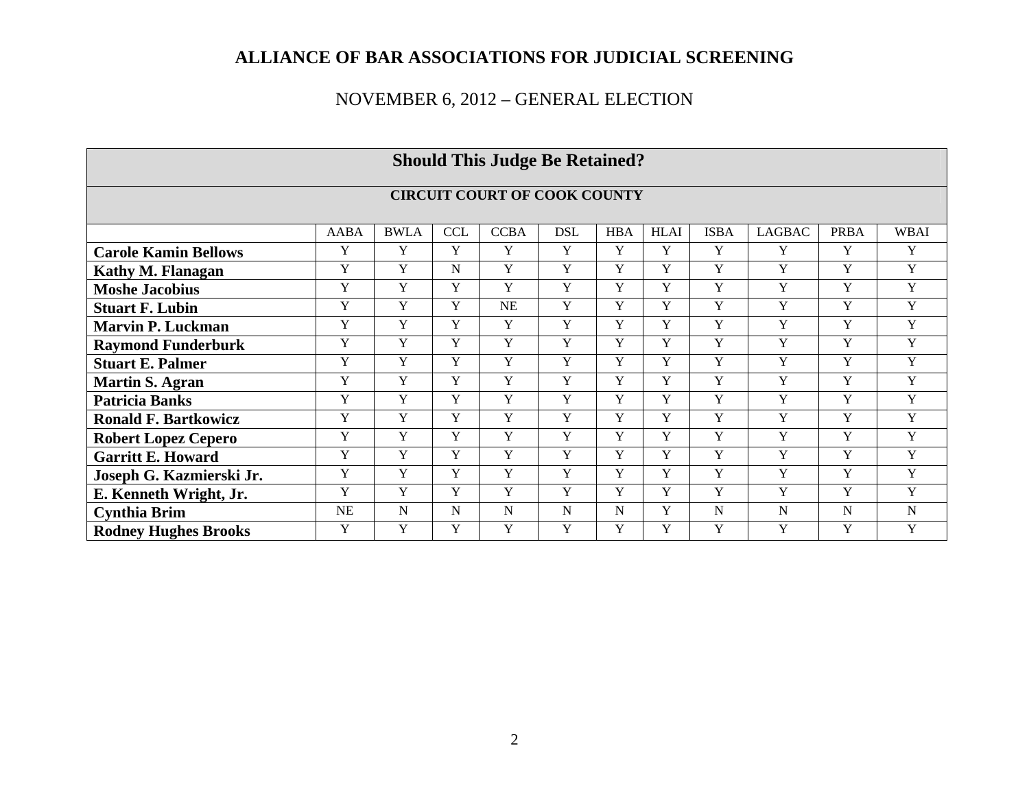# ALLIANCE OF BAR ASSOCIATIONS FOR JUDICIAL SCREENING

## NOVEMBER 6, 2012 – GENERAL ELECTION

| Should This Judge Be Retained? | | | | | | | | | | | |
|---|---|---|---|---|---|---|---|---|---|---|---|
| **CIRCUIT COURT OF COOK COUNTY** | | | | | | | | | | | |
| | AABA | BWLA | CCL | CCBA | DSL | HBA | HLAI | ISBA | LAGBAC | PRBA | WBAI |
| **Carole Kamin Bellows** | Y | Y | Y | Y | Y | Y | Y | Y | Y | Y | Y |
| **Kathy M. Flanagan** | Y | Y | N | Y | Y | Y | Y | Y | Y | Y | Y |
| **Moshe Jacobius** | Y | Y | Y | Y | Y | Y | Y | Y | Y | Y | Y |
| **Stuart F. Lubin** | Y | Y | Y | NE | Y | Y | Y | Y | Y | Y | Y |
| **Marvin P. Luckman** | Y | Y | Y | Y | Y | Y | Y | Y | Y | Y | Y |
| **Raymond Funderburk** | Y | Y | Y | Y | Y | Y | Y | Y | Y | Y | Y |
| **Stuart E. Palmer** | Y | Y | Y | Y | Y | Y | Y | Y | Y | Y | Y |
| **Martin S. Agran** | Y | Y | Y | Y | Y | Y | Y | Y | Y | Y | Y |
| **Patricia Banks** | Y | Y | Y | Y | Y | Y | Y | Y | Y | Y | Y |
| **Ronald F. Bartkowicz** | Y | Y | Y | Y | Y | Y | Y | Y | Y | Y | Y |
| **Robert Lopez Cepero** | Y | Y | Y | Y | Y | Y | Y | Y | Y | Y | Y |
| **Garritt E. Howard** | Y | Y | Y | Y | Y | Y | Y | Y | Y | Y | Y |
| **Joseph G. Kazmierski Jr.** | Y | Y | Y | Y | Y | Y | Y | Y | Y | Y | Y |
| **E. Kenneth Wright, Jr.** | Y | Y | Y | Y | Y | Y | Y | Y | Y | Y | Y |
| **Cynthia Brim** | NE | N | N | N | N | N | Y | N | N | N | N |
| **Rodney Hughes Brooks** | Y | Y | Y | Y | Y | Y | Y | Y | Y | Y | Y |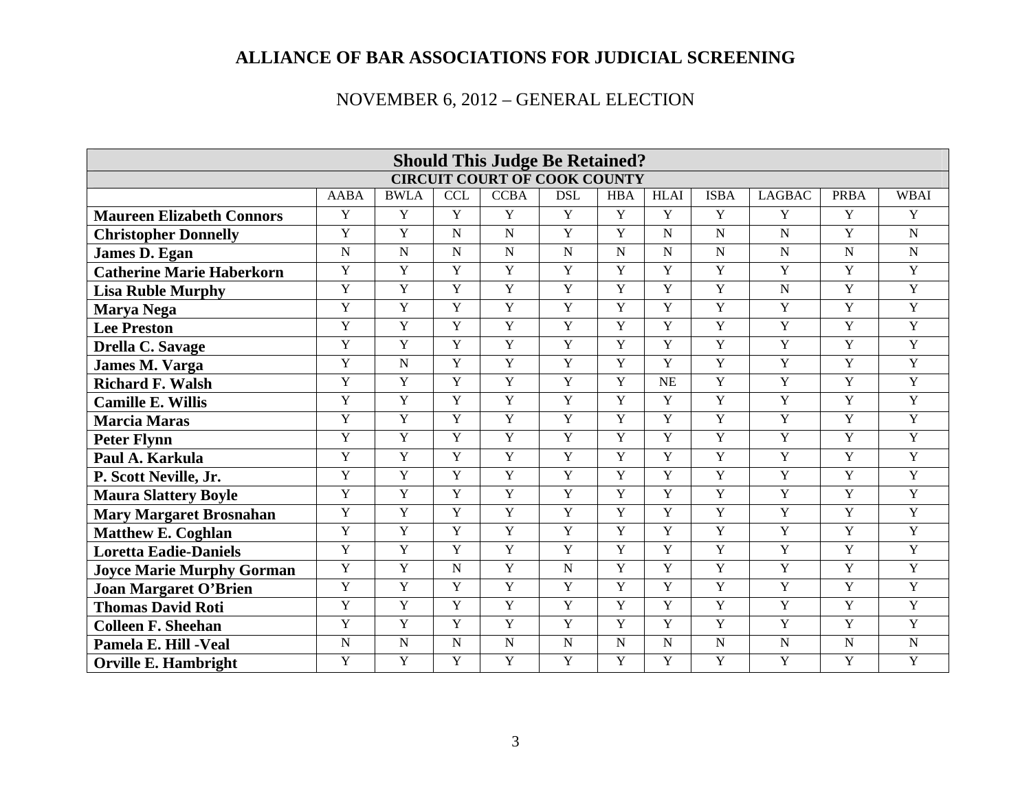# ALLIANCE OF BAR ASSOCIATIONS FOR JUDICIAL SCREENING

## NOVEMBER 6, 2012 – GENERAL ELECTION

| Should This Judge Be Retained? | | | | | | | | | | | |
|---|---|---|---|---|---|---|---|---|---|---|---|
| CIRCUIT COURT OF COOK COUNTY | | | | | | | | | | | |
| | AABA | BWLA | CCL | CCBA | DSL | HBA | HLAI | ISBA | LAGBAC | PRBA | WBAI |
| **Maureen Elizabeth Connors** | Y | Y | Y | Y | Y | Y | Y | Y | Y | Y | Y |
| **Christopher Donnelly** | Y | Y | N | N | Y | Y | N | N | N | Y | N |
| **James D. Egan** | N | N | N | N | N | N | N | N | N | N | N |
| **Catherine Marie Haberkorn** | Y | Y | Y | Y | Y | Y | Y | Y | Y | Y | Y |
| **Lisa Ruble Murphy** | Y | Y | Y | Y | Y | Y | Y | Y | N | Y | Y |
| **Marya Nega** | Y | Y | Y | Y | Y | Y | Y | Y | Y | Y | Y |
| **Lee Preston** | Y | Y | Y | Y | Y | Y | Y | Y | Y | Y | Y |
| **Drella C. Savage** | Y | Y | Y | Y | Y | Y | Y | Y | Y | Y | Y |
| **James M. Varga** | Y | N | Y | Y | Y | Y | Y | Y | Y | Y | Y |
| **Richard F. Walsh** | Y | Y | Y | Y | Y | Y | NE | Y | Y | Y | Y |
| **Camille E. Willis** | Y | Y | Y | Y | Y | Y | Y | Y | Y | Y | Y |
| **Marcia Maras** | Y | Y | Y | Y | Y | Y | Y | Y | Y | Y | Y |
| **Peter Flynn** | Y | Y | Y | Y | Y | Y | Y | Y | Y | Y | Y |
| **Paul A. Karkula** | Y | Y | Y | Y | Y | Y | Y | Y | Y | Y | Y |
| **P. Scott Neville, Jr.** | Y | Y | Y | Y | Y | Y | Y | Y | Y | Y | Y |
| **Maura Slattery Boyle** | Y | Y | Y | Y | Y | Y | Y | Y | Y | Y | Y |
| **Mary Margaret Brosnahan** | Y | Y | Y | Y | Y | Y | Y | Y | Y | Y | Y |
| **Matthew E. Coghlan** | Y | Y | Y | Y | Y | Y | Y | Y | Y | Y | Y |
| **Loretta Eadie-Daniels** | Y | Y | Y | Y | Y | Y | Y | Y | Y | Y | Y |
| **Joyce Marie Murphy Gorman** | Y | Y | N | Y | N | Y | Y | Y | Y | Y | Y |
| **Joan Margaret O'Brien** | Y | Y | Y | Y | Y | Y | Y | Y | Y | Y | Y |
| **Thomas David Roti** | Y | Y | Y | Y | Y | Y | Y | Y | Y | Y | Y |
| **Colleen F. Sheehan** | Y | Y | Y | Y | Y | Y | Y | Y | Y | Y | Y |
| **Pamela E. Hill -Veal** | N | N | N | N | N | N | N | N | N | N | N |
| **Orville E. Hambright** | Y | Y | Y | Y | Y | Y | Y | Y | Y | Y | Y |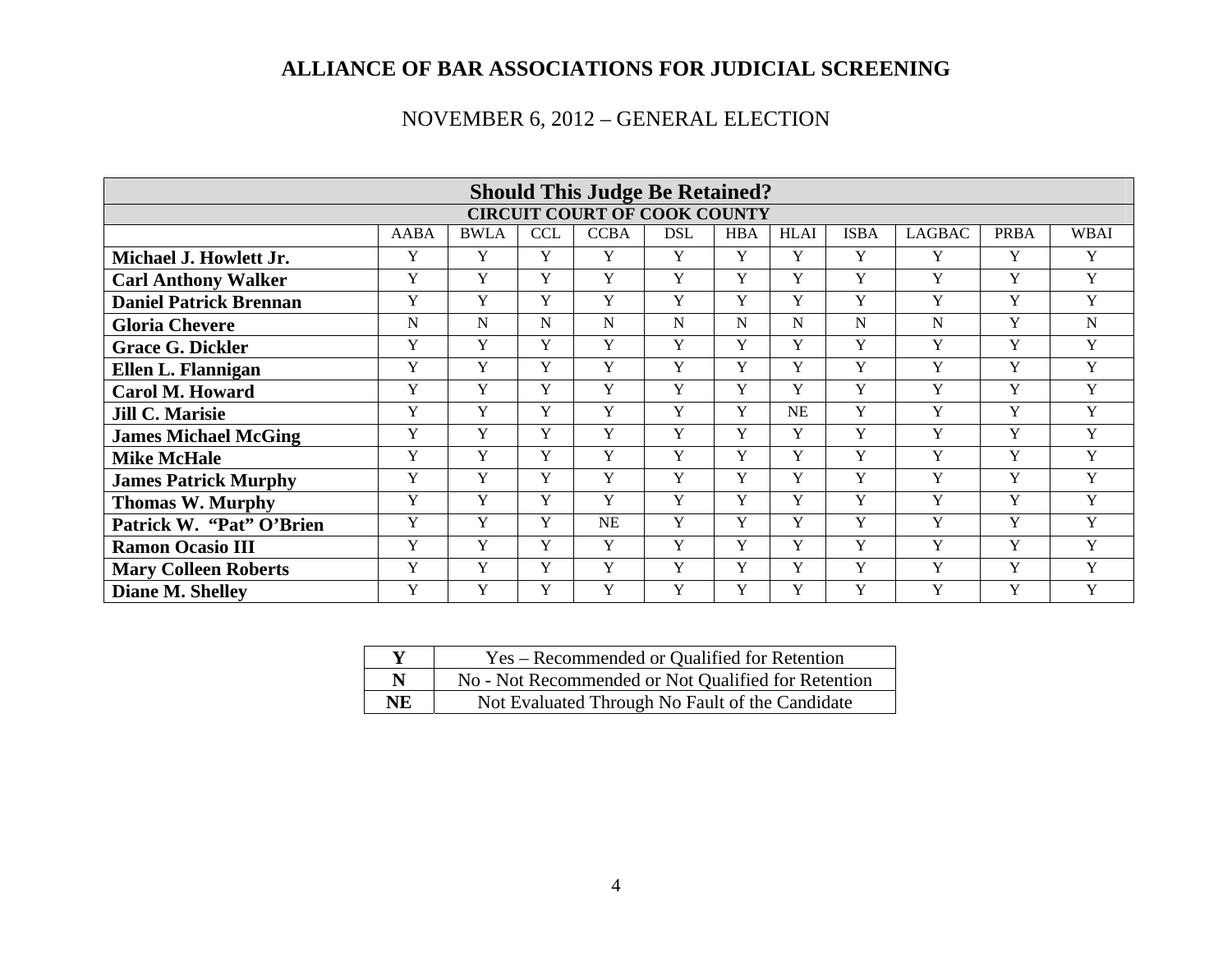# ALLIANCE OF BAR ASSOCIATIONS FOR JUDICIAL SCREENING

## NOVEMBER 6, 2012 – GENERAL ELECTION

| Should This Judge Be Retained? | | | | | | | | | | | |
|---|---|---|---|---|---|---|---|---|---|---|---|
| CIRCUIT COURT OF COOK COUNTY | | | | | | | | | | | |
| | AABA | BWLA | CCL | CCBA | DSL | HBA | HLAI | ISBA | LAGBAC | PRBA | WBAI |
| **Michael J. Howlett Jr.** | Y | Y | Y | Y | Y | Y | Y | Y | Y | Y | Y |
| **Carl Anthony Walker** | Y | Y | Y | Y | Y | Y | Y | Y | Y | Y | Y |
| **Daniel Patrick Brennan** | Y | Y | Y | Y | Y | Y | Y | Y | Y | Y | Y |
| **Gloria Chevere** | N | N | N | N | N | N | N | N | N | Y | N |
| **Grace G. Dickler** | Y | Y | Y | Y | Y | Y | Y | Y | Y | Y | Y |
| **Ellen L. Flannigan** | Y | Y | Y | Y | Y | Y | Y | Y | Y | Y | Y |
| **Carol M. Howard** | Y | Y | Y | Y | Y | Y | Y | Y | Y | Y | Y |
| **Jill C. Marisie** | Y | Y | Y | Y | Y | Y | NE | Y | Y | Y | Y |
| **James Michael McGing** | Y | Y | Y | Y | Y | Y | Y | Y | Y | Y | Y |
| **Mike McHale** | Y | Y | Y | Y | Y | Y | Y | Y | Y | Y | Y |
| **James Patrick Murphy** | Y | Y | Y | Y | Y | Y | Y | Y | Y | Y | Y |
| **Thomas W. Murphy** | Y | Y | Y | Y | Y | Y | Y | Y | Y | Y | Y |
| **Patrick W. "Pat" O'Brien** | Y | Y | Y | NE | Y | Y | Y | Y | Y | Y | Y |
| **Ramon Ocasio III** | Y | Y | Y | Y | Y | Y | Y | Y | Y | Y | Y |
| **Mary Colleen Roberts** | Y | Y | Y | Y | Y | Y | Y | Y | Y | Y | Y |
| **Diane M. Shelley** | Y | Y | Y | Y | Y | Y | Y | Y | Y | Y | Y |

| | |
|---|---|
| **Y** | Yes – Recommended or Qualified for Retention |
| **N** | No - Not Recommended or Not Qualified for Retention |
| **NE** | Not Evaluated Through No Fault of the Candidate |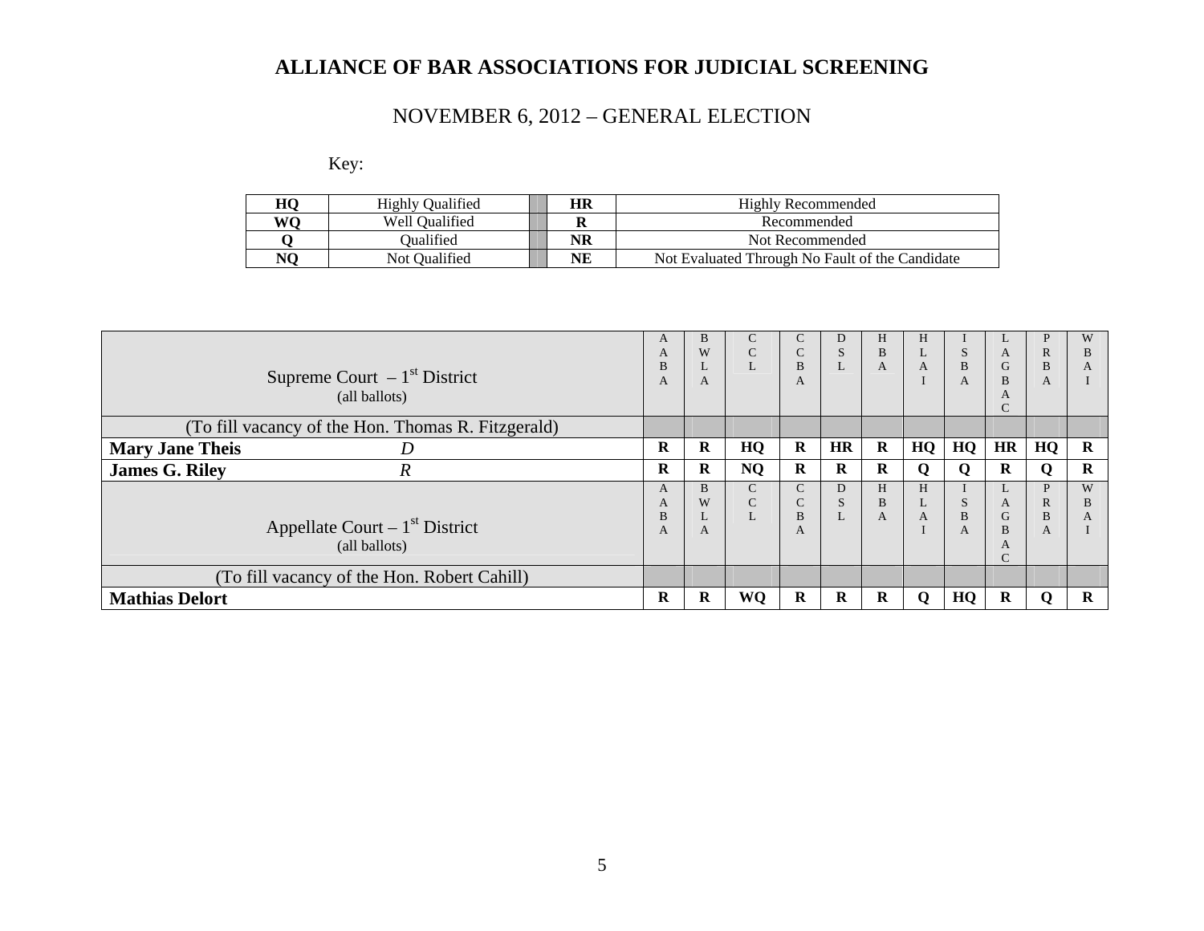# ALLIANCE OF BAR ASSOCIATIONS FOR JUDICIAL SCREENING

## NOVEMBER 6, 2012 – GENERAL ELECTION

Key:

| HQ | Highly Qualified | | HR | Highly Recommended |
|---|---|---|---|---|
| WQ | Well Qualified | | R | Recommended |
| Q | Qualified | | NR | Not Recommended |
| NQ | Not Qualified | | NE | Not Evaluated Through No Fault of the Candidate |

| Supreme Court – 1st District (all ballots) | | AABA | BWLA | CCL | CCBA | DSL | HBA | HLAI | ISBA | LAGBAC | PRBA | WBAI |
|---|---|---|---|---|---|---|---|---|---|---|---|---|
| (To fill vacancy of the Hon. Thomas R. Fitzgerald) | | | | | | | | | | | | |
| **Mary Jane Theis** | *D* | **R** | **R** | **HQ** | **R** | **HR** | **R** | **HQ** | **HQ** | **HR** | **HQ** | **R** |
| **James G. Riley** | *R* | **R** | **R** | **NQ** | **R** | **R** | **R** | **Q** | **Q** | **R** | **Q** | **R** |

| Appellate Court – 1st District (all ballots) | AABA | BWLA | CCL | CCBA | DSL | HBA | HLAI | ISBA | LAGBAC | PRBA | WBAI |
|---|---|---|---|---|---|---|---|---|---|---|---|
| (To fill vacancy of the Hon. Robert Cahill) | | | | | | | | | | | |
| **Mathias Delort** | **R** | **R** | **WQ** | **R** | **R** | **R** | **Q** | **HQ** | **R** | **Q** | **R** |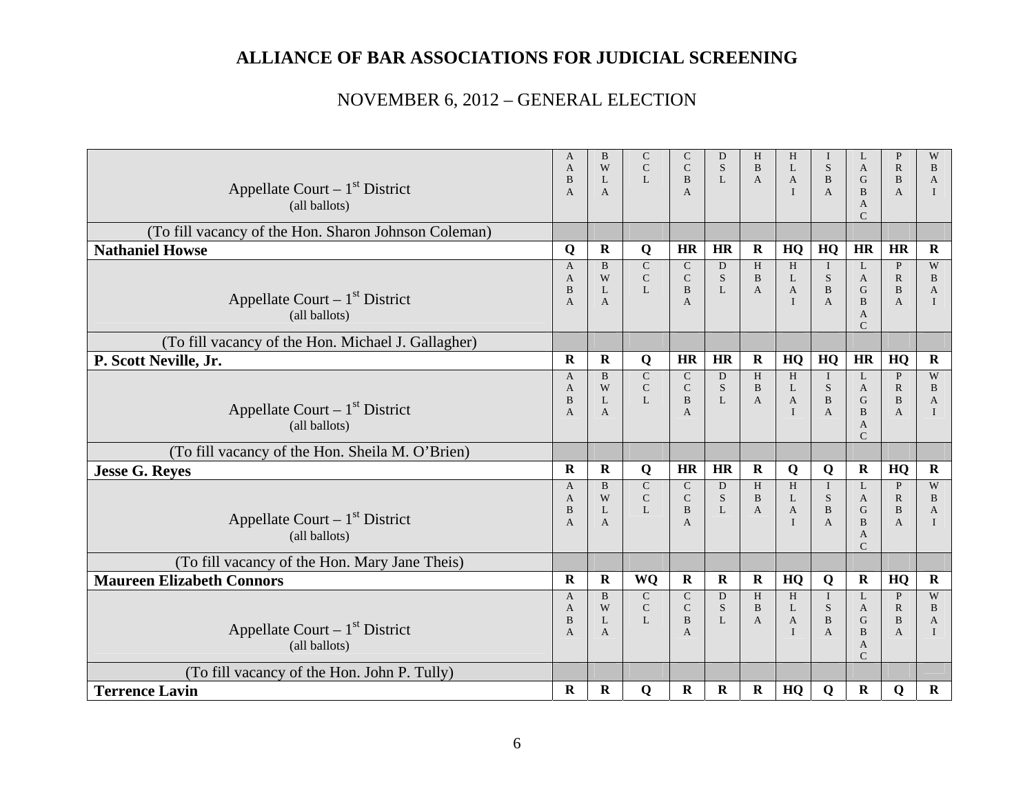# ALLIANCE OF BAR ASSOCIATIONS FOR JUDICIAL SCREENING

NOVEMBER 6, 2012 – GENERAL ELECTION

| Appellate Court – 1st District (all ballots) | AABA | BWLA | CCL | CCBA | DSL | HBA | HLAI | ISBA | LAGBAC | PRBA | WBAI |
|---|---|---|---|---|---|---|---|---|---|---|---|
| (To fill vacancy of the Hon. Sharon Johnson Coleman) | | | | | | | | | | | |
| **Nathaniel Howse** | **Q** | **R** | **Q** | **HR** | **HR** | **R** | **HQ** | **HQ** | **HR** | **HR** | **R** |

| Appellate Court – 1st District (all ballots) | AABA | BWLA | CCL | CCBA | DSL | HBA | HLAI | ISBA | LAGBAC | PRBA | WBAI |
|---|---|---|---|---|---|---|---|---|---|---|---|
| (To fill vacancy of the Hon. Michael J. Gallagher) | | | | | | | | | | | |
| **P. Scott Neville, Jr.** | **R** | **R** | **Q** | **HR** | **HR** | **R** | **HQ** | **HQ** | **HR** | **HQ** | **R** |

| Appellate Court – 1st District (all ballots) | AABA | BWLA | CCL | CCBA | DSL | HBA | HLAI | ISBA | LAGBAC | PRBA | WBAI |
|---|---|---|---|---|---|---|---|---|---|---|---|
| (To fill vacancy of the Hon. Sheila M. O'Brien) | | | | | | | | | | | |
| **Jesse G. Reyes** | **R** | **R** | **Q** | **HR** | **HR** | **R** | **Q** | **Q** | **R** | **HQ** | **R** |

| Appellate Court – 1st District (all ballots) | AABA | BWLA | CCL | CCBA | DSL | HBA | HLAI | ISBA | LAGBAC | PRBA | WBAI |
|---|---|---|---|---|---|---|---|---|---|---|---|
| (To fill vacancy of the Hon. Mary Jane Theis) | | | | | | | | | | | |
| **Maureen Elizabeth Connors** | **R** | **R** | **WQ** | **R** | **R** | **R** | **HQ** | **Q** | **R** | **HQ** | **R** |

| Appellate Court – 1st District (all ballots) | AABA | BWLA | CCL | CCBA | DSL | HBA | HLAI | ISBA | LAGBAC | PRBA | WBAI |
|---|---|---|---|---|---|---|---|---|---|---|---|
| (To fill vacancy of the Hon. John P. Tully) | | | | | | | | | | | |
| **Terrence Lavin** | **R** | **R** | **Q** | **R** | **R** | **R** | **HQ** | **Q** | **R** | **Q** | **R** |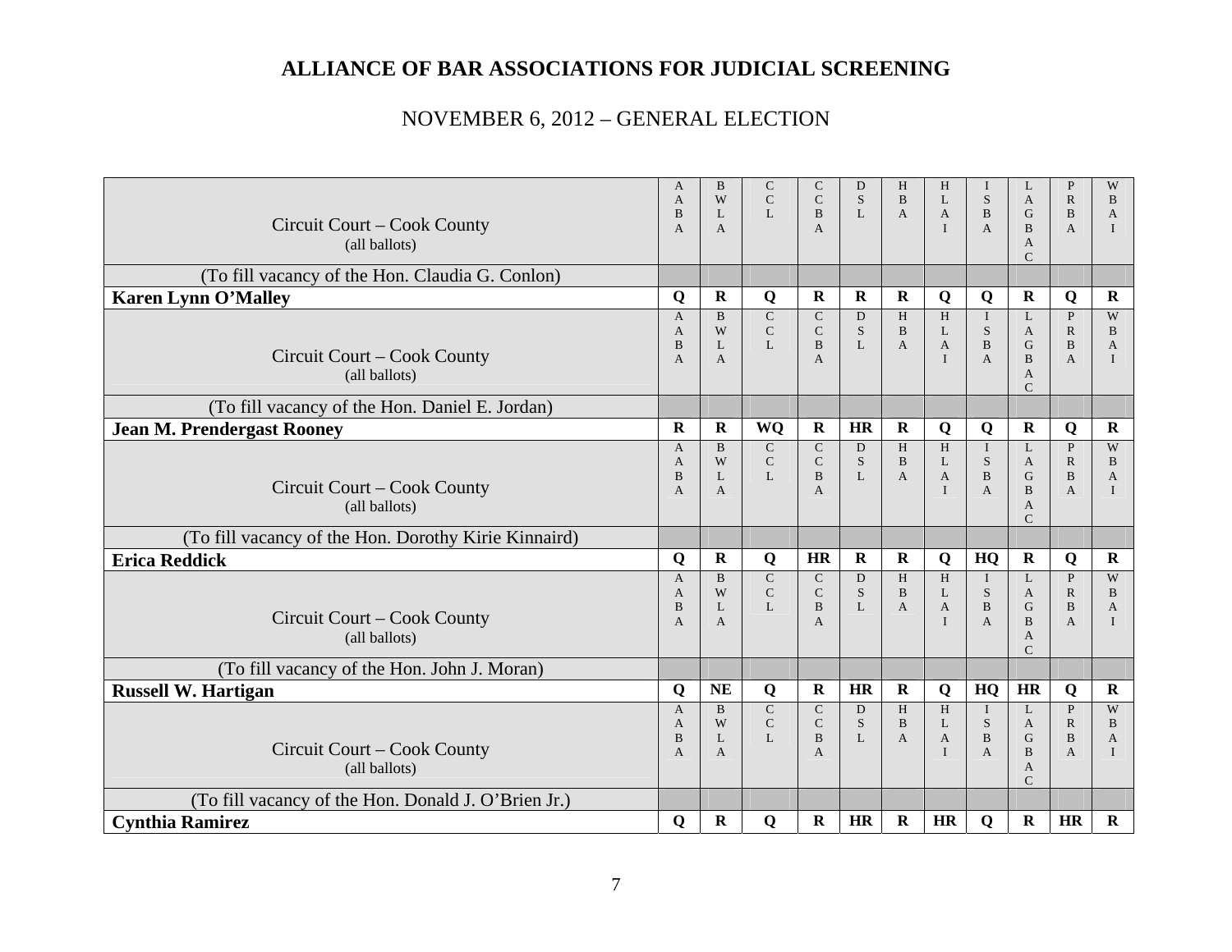# ALLIANCE OF BAR ASSOCIATIONS FOR JUDICIAL SCREENING

## NOVEMBER 6, 2012 – GENERAL ELECTION

| Circuit Court – Cook County (all ballots) | AABA | BWLA | CCL | CCBA | DSL | HBA | HLAI | ISBA | LAGBAC | PRBA | WBAI |
|---|---|---|---|---|---|---|---|---|---|---|---|
| (To fill vacancy of the Hon. Claudia G. Conlon) | | | | | | | | | | | |
| **Karen Lynn O'Malley** | **Q** | **R** | **Q** | **R** | **R** | **R** | **Q** | **Q** | **R** | **Q** | **R** |

| Circuit Court – Cook County (all ballots) | AABA | BWLA | CCL | CCBA | DSL | HBA | HLAI | ISBA | LAGBAC | PRBA | WBAI |
|---|---|---|---|---|---|---|---|---|---|---|---|
| (To fill vacancy of the Hon. Daniel E. Jordan) | | | | | | | | | | | |
| **Jean M. Prendergast Rooney** | **R** | **R** | **WQ** | **R** | **HR** | **R** | **Q** | **Q** | **R** | **Q** | **R** |

| Circuit Court – Cook County (all ballots) | AABA | BWLA | CCL | CCBA | DSL | HBA | HLAI | ISBA | LAGBAC | PRBA | WBAI |
|---|---|---|---|---|---|---|---|---|---|---|---|
| (To fill vacancy of the Hon. Dorothy Kirie Kinnaird) | | | | | | | | | | | |
| **Erica Reddick** | **Q** | **R** | **Q** | **HR** | **R** | **R** | **Q** | **HQ** | **R** | **Q** | **R** |

| Circuit Court – Cook County (all ballots) | AABA | BWLA | CCL | CCBA | DSL | HBA | HLAI | ISBA | LAGBAC | PRBA | WBAI |
|---|---|---|---|---|---|---|---|---|---|---|---|
| (To fill vacancy of the Hon. John J. Moran) | | | | | | | | | | | |
| **Russell W. Hartigan** | **Q** | **NE** | **Q** | **R** | **HR** | **R** | **Q** | **HQ** | **HR** | **Q** | **R** |

| Circuit Court – Cook County (all ballots) | AABA | BWLA | CCL | CCBA | DSL | HBA | HLAI | ISBA | LAGBAC | PRBA | WBAI |
|---|---|---|---|---|---|---|---|---|---|---|---|
| (To fill vacancy of the Hon. Donald J. O'Brien Jr.) | | | | | | | | | | | |
| **Cynthia Ramirez** | **Q** | **R** | **Q** | **R** | **HR** | **R** | **HR** | **Q** | **R** | **HR** | **R** |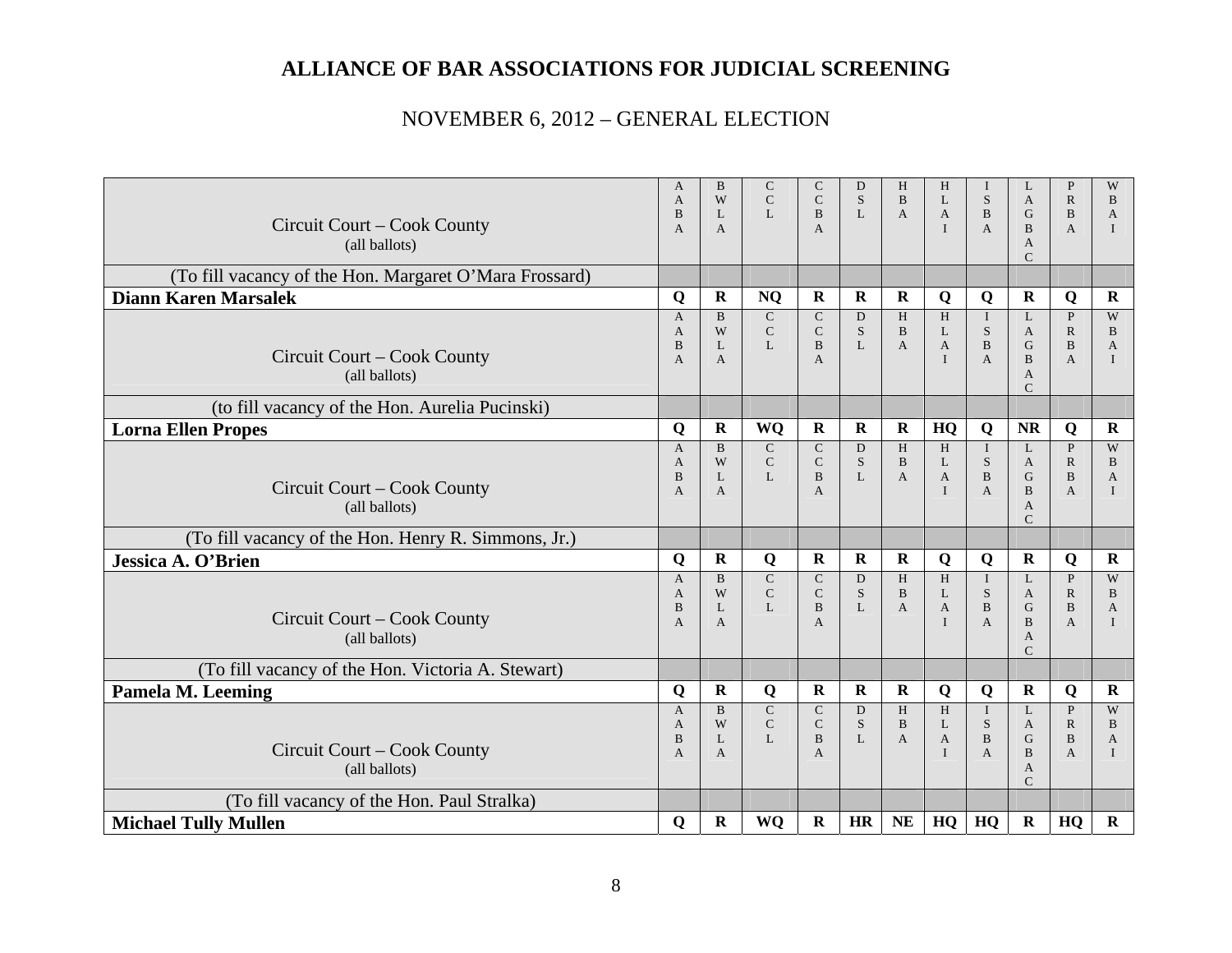# ALLIANCE OF BAR ASSOCIATIONS FOR JUDICIAL SCREENING

NOVEMBER 6, 2012 – GENERAL ELECTION

| Circuit Court – Cook County (all ballots) | AABA | BWLA | CCL | CCBA | DSL | HBA | HLAI | ISBA | LAGBAC | PRBA | WBAI |
|---|---|---|---|---|---|---|---|---|---|---|---|
| (To fill vacancy of the Hon. Margaret O'Mara Frossard) | | | | | | | | | | | |
| **Diann Karen Marsalek** | **Q** | **R** | **NQ** | **R** | **R** | **R** | **Q** | **Q** | **R** | **Q** | **R** |
| **Circuit Court – Cook County (all ballots)** | **AABA** | **BWLA** | **CCL** | **CCBA** | **DSL** | **HBA** | **HLAI** | **ISBA** | **LAGBAC** | **PRBA** | **WBAI** |
| (to fill vacancy of the Hon. Aurelia Pucinski) | | | | | | | | | | | |
| **Lorna Ellen Propes** | **Q** | **R** | **WQ** | **R** | **R** | **R** | **HQ** | **Q** | **NR** | **Q** | **R** |
| **Circuit Court – Cook County (all ballots)** | **AABA** | **BWLA** | **CCL** | **CCBA** | **DSL** | **HBA** | **HLAI** | **ISBA** | **LAGBAC** | **PRBA** | **WBAI** |
| (To fill vacancy of the Hon. Henry R. Simmons, Jr.) | | | | | | | | | | | |
| **Jessica A. O'Brien** | **Q** | **R** | **Q** | **R** | **R** | **R** | **Q** | **Q** | **R** | **Q** | **R** |
| **Circuit Court – Cook County (all ballots)** | **AABA** | **BWLA** | **CCL** | **CCBA** | **DSL** | **HBA** | **HLAI** | **ISBA** | **LAGBAC** | **PRBA** | **WBAI** |
| (To fill vacancy of the Hon. Victoria A. Stewart) | | | | | | | | | | | |
| **Pamela M. Leeming** | **Q** | **R** | **Q** | **R** | **R** | **R** | **Q** | **Q** | **R** | **Q** | **R** |
| **Circuit Court – Cook County (all ballots)** | **AABA** | **BWLA** | **CCL** | **CCBA** | **DSL** | **HBA** | **HLAI** | **ISBA** | **LAGBAC** | **PRBA** | **WBAI** |
| (To fill vacancy of the Hon. Paul Stralka) | | | | | | | | | | | |
| **Michael Tully Mullen** | **Q** | **R** | **WQ** | **R** | **HR** | **NE** | **HQ** | **HQ** | **R** | **HQ** | **R** |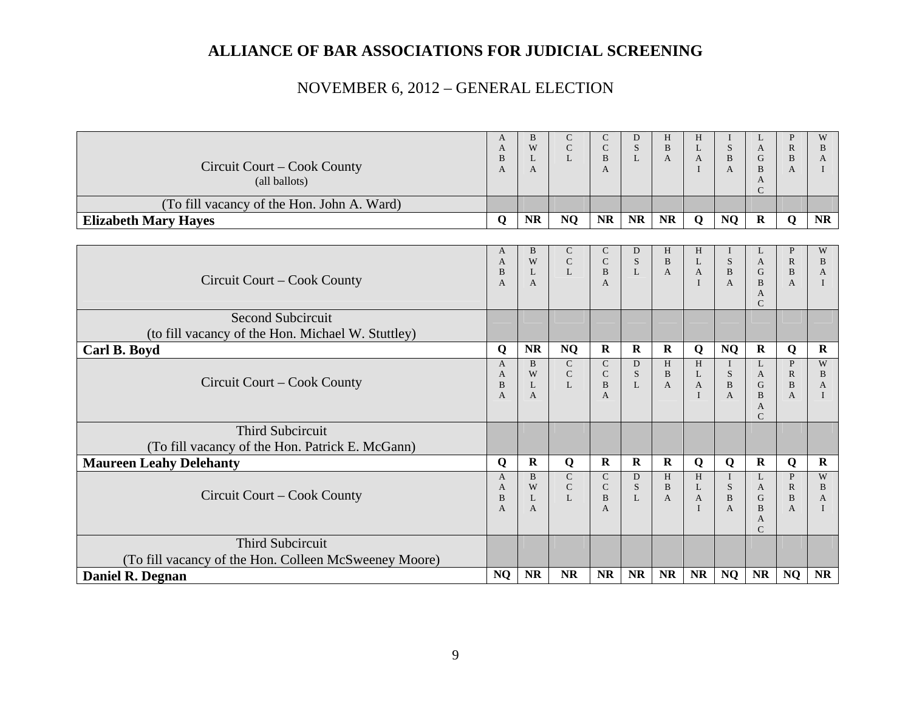# ALLIANCE OF BAR ASSOCIATIONS FOR JUDICIAL SCREENING

## NOVEMBER 6, 2012 – GENERAL ELECTION

| Circuit Court – Cook County (all ballots) | AABA | BWLA | CCL | CCBA | DSL | HBA | HLAI | ISBA | LAGBAC | PRBA | WBAI |
|---|---|---|---|---|---|---|---|---|---|---|---|
| (To fill vacancy of the Hon. John A. Ward) | | | | | | | | | | | |
| **Elizabeth Mary Hayes** | **Q** | **NR** | **NQ** | **NR** | **NR** | **NR** | **Q** | **NQ** | **R** | **Q** | **NR** |

| Circuit Court – Cook County | AABA | BWLA | CCL | CCBA | DSL | HBA | HLAI | ISBA | LAGBAC | PRBA | WBAI |
|---|---|---|---|---|---|---|---|---|---|---|---|
| Second Subcircuit (to fill vacancy of the Hon. Michael W. Stuttley) | | | | | | | | | | | |
| **Carl B. Boyd** | **Q** | **NR** | **NQ** | **R** | **R** | **R** | **Q** | **NQ** | **R** | **Q** | **R** |

| Circuit Court – Cook County | AABA | BWLA | CCL | CCBA | DSL | HBA | HLAI | ISBA | LAGBAC | PRBA | WBAI |
|---|---|---|---|---|---|---|---|---|---|---|---|
| Third Subcircuit (To fill vacancy of the Hon. Patrick E. McGann) | | | | | | | | | | | |
| **Maureen Leahy Delehanty** | **Q** | **R** | **Q** | **R** | **R** | **R** | **Q** | **Q** | **R** | **Q** | **R** |

| Circuit Court – Cook County | AABA | BWLA | CCL | CCBA | DSL | HBA | HLAI | ISBA | LAGBAC | PRBA | WBAI |
|---|---|---|---|---|---|---|---|---|---|---|---|
| Third Subcircuit (To fill vacancy of the Hon. Colleen McSweeney Moore) | | | | | | | | | | | |
| **Daniel R. Degnan** | **NQ** | **NR** | **NR** | **NR** | **NR** | **NR** | **NR** | **NQ** | **NR** | **NQ** | **NR** |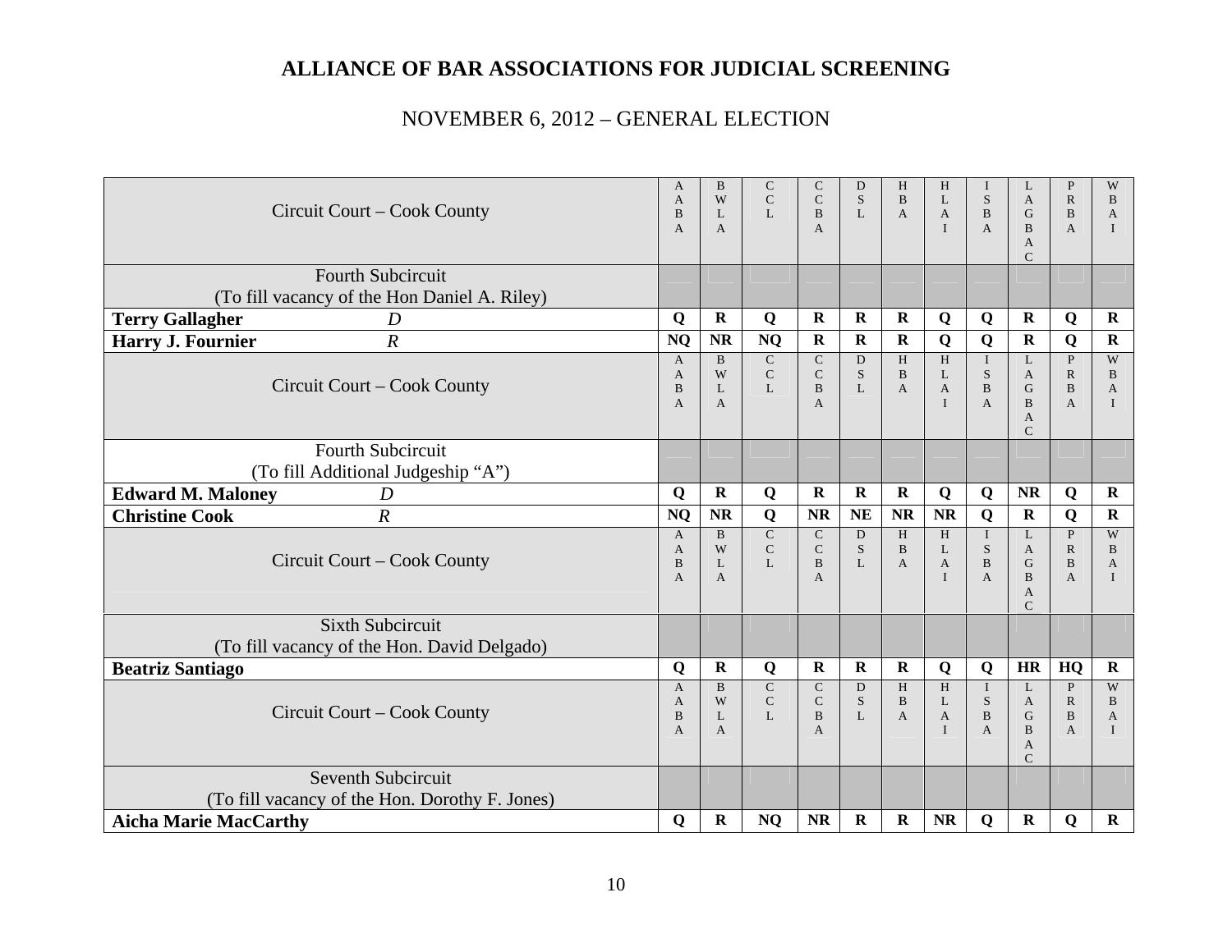# ALLIANCE OF BAR ASSOCIATIONS FOR JUDICIAL SCREENING

NOVEMBER 6, 2012 – GENERAL ELECTION

| Circuit Court – Cook County | | AABA | BWLA | CCL | CCBA | DSL | HBA | HLAI | ISBA | LAGBAC | PRBA | WBAI |
|---|---|---|---|---|---|---|---|---|---|---|---|---|
| Fourth Subcircuit (To fill vacancy of the Hon Daniel A. Riley) | | | | | | | | | | | | |
| **Terry Gallagher** | *D* | **Q** | **R** | **Q** | **R** | **R** | **R** | **Q** | **Q** | **R** | **Q** | **R** |
| **Harry J. Fournier** | *R* | **NQ** | **NR** | **NQ** | **R** | **R** | **R** | **Q** | **Q** | **R** | **Q** | **R** |

| Circuit Court – Cook County | | AABA | BWLA | CCL | CCBA | DSL | HBA | HLAI | ISBA | LAGBAC | PRBA | WBAI |
|---|---|---|---|---|---|---|---|---|---|---|---|---|
| Fourth Subcircuit (To fill Additional Judgeship "A") | | | | | | | | | | | | |
| **Edward M. Maloney** | *D* | **Q** | **R** | **Q** | **R** | **R** | **R** | **Q** | **Q** | **NR** | **Q** | **R** |
| **Christine Cook** | *R* | **NQ** | **NR** | **Q** | **NR** | **NE** | **NR** | **NR** | **Q** | **R** | **Q** | **R** |

| Circuit Court – Cook County | AABA | BWLA | CCL | CCBA | DSL | HBA | HLAI | ISBA | LAGBAC | PRBA | WBAI |
|---|---|---|---|---|---|---|---|---|---|---|---|
| Sixth Subcircuit (To fill vacancy of the Hon. David Delgado) | | | | | | | | | | | |
| **Beatriz Santiago** | **Q** | **R** | **Q** | **R** | **R** | **R** | **Q** | **Q** | **HR** | **HQ** | **R** |

| Circuit Court – Cook County | AABA | BWLA | CCL | CCBA | DSL | HBA | HLAI | ISBA | LAGBAC | PRBA | WBAI |
|---|---|---|---|---|---|---|---|---|---|---|---|
| Seventh Subcircuit (To fill vacancy of the Hon. Dorothy F. Jones) | | | | | | | | | | | |
| **Aicha Marie MacCarthy** | **Q** | **R** | **NQ** | **NR** | **R** | **R** | **NR** | **Q** | **R** | **Q** | **R** |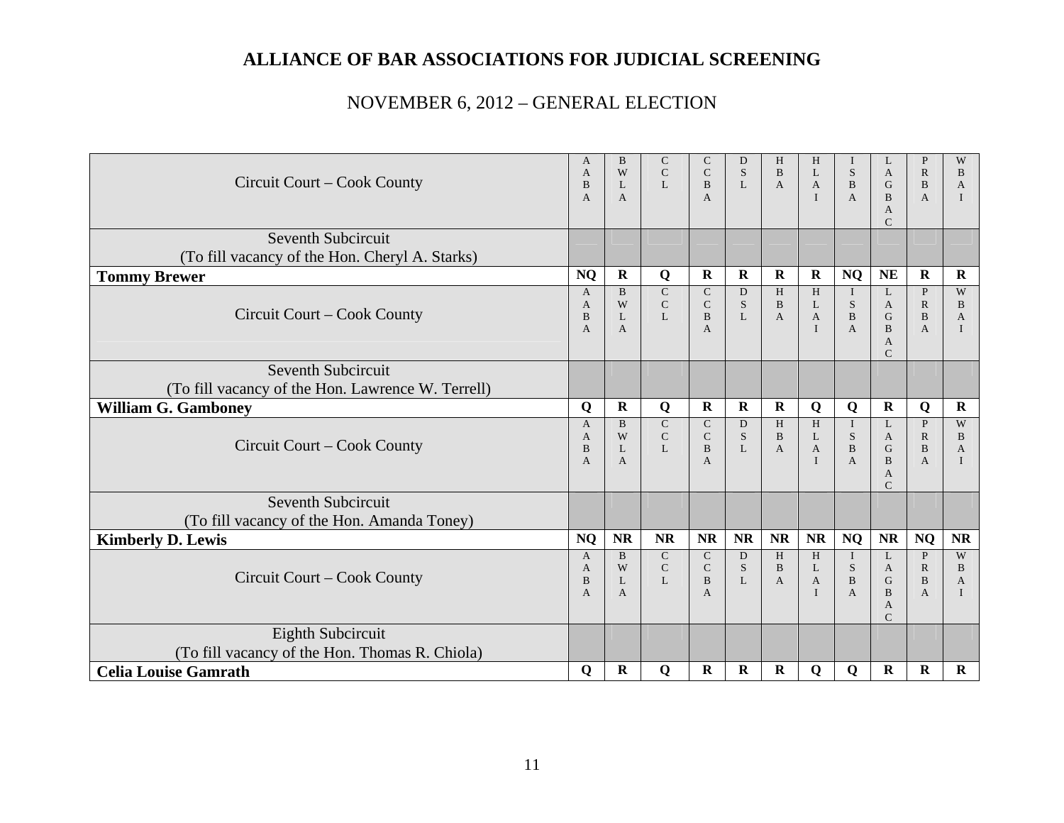# ALLIANCE OF BAR ASSOCIATIONS FOR JUDICIAL SCREENING

NOVEMBER 6, 2012 – GENERAL ELECTION

| Circuit Court – Cook County | AABA | BWLA | CCL | CCBA | DSL | HBA | HLAI | ISBA | LAGBAC | PRBA | WBAI |
|---|---|---|---|---|---|---|---|---|---|---|---|
| Seventh Subcircuit (To fill vacancy of the Hon. Cheryl A. Starks) | | | | | | | | | | | |
| **Tommy Brewer** | **NQ** | **R** | **Q** | **R** | **R** | **R** | **R** | **NQ** | **NE** | **R** | **R** |

| Circuit Court – Cook County | AABA | BWLA | CCL | CCBA | DSL | HBA | HLAI | ISBA | LAGBAC | PRBA | WBAI |
|---|---|---|---|---|---|---|---|---|---|---|---|
| Seventh Subcircuit (To fill vacancy of the Hon. Lawrence W. Terrell) | | | | | | | | | | | |
| **William G. Gamboney** | **Q** | **R** | **Q** | **R** | **R** | **R** | **Q** | **Q** | **R** | **Q** | **R** |

| Circuit Court – Cook County | AABA | BWLA | CCL | CCBA | DSL | HBA | HLAI | ISBA | LAGBAC | PRBA | WBAI |
|---|---|---|---|---|---|---|---|---|---|---|---|
| Seventh Subcircuit (To fill vacancy of the Hon. Amanda Toney) | | | | | | | | | | | |
| **Kimberly D. Lewis** | **NQ** | **NR** | **NR** | **NR** | **NR** | **NR** | **NR** | **NQ** | **NR** | **NQ** | **NR** |

| Circuit Court – Cook County | AABA | BWLA | CCL | CCBA | DSL | HBA | HLAI | ISBA | LAGBAC | PRBA | WBAI |
|---|---|---|---|---|---|---|---|---|---|---|---|
| Eighth Subcircuit (To fill vacancy of the Hon. Thomas R. Chiola) | | | | | | | | | | | |
| **Celia Louise Gamrath** | **Q** | **R** | **Q** | **R** | **R** | **R** | **Q** | **Q** | **R** | **R** | **R** |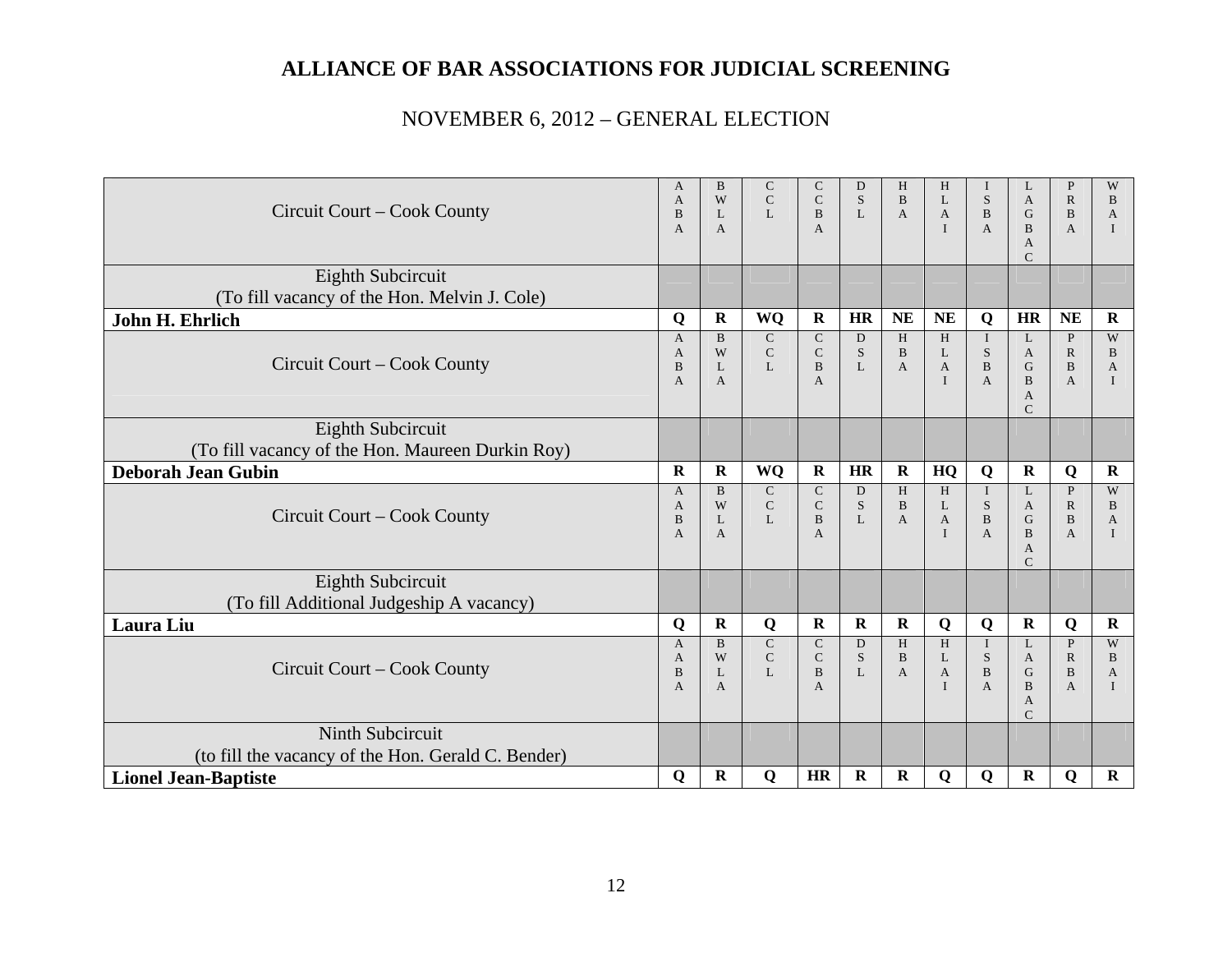# ALLIANCE OF BAR ASSOCIATIONS FOR JUDICIAL SCREENING

## NOVEMBER 6, 2012 – GENERAL ELECTION

| Circuit Court – Cook County | AABA | BWLA | CCL | CCBA | DSL | HBA | HLAI | ISBA | LAGBAC | PRBA | WBAI |
|---|---|---|---|---|---|---|---|---|---|---|---|
| Eighth Subcircuit (To fill vacancy of the Hon. Melvin J. Cole) | | | | | | | | | | | |
| **John H. Ehrlich** | **Q** | **R** | **WQ** | **R** | **HR** | **NE** | **NE** | **Q** | **HR** | **NE** | **R** |

| Circuit Court – Cook County | AABA | BWLA | CCL | CCBA | DSL | HBA | HLAI | ISBA | LAGBAC | PRBA | WBAI |
|---|---|---|---|---|---|---|---|---|---|---|---|
| Eighth Subcircuit (To fill vacancy of the Hon. Maureen Durkin Roy) | | | | | | | | | | | |
| **Deborah Jean Gubin** | **R** | **R** | **WQ** | **R** | **HR** | **R** | **HQ** | **Q** | **R** | **Q** | **R** |

| Circuit Court – Cook County | AABA | BWLA | CCL | CCBA | DSL | HBA | HLAI | ISBA | LAGBAC | PRBA | WBAI |
|---|---|---|---|---|---|---|---|---|---|---|---|
| Eighth Subcircuit (To fill Additional Judgeship A vacancy) | | | | | | | | | | | |
| **Laura Liu** | **Q** | **R** | **Q** | **R** | **R** | **R** | **Q** | **Q** | **R** | **Q** | **R** |

| Circuit Court – Cook County | AABA | BWLA | CCL | CCBA | DSL | HBA | HLAI | ISBA | LAGBAC | PRBA | WBAI |
|---|---|---|---|---|---|---|---|---|---|---|---|
| Ninth Subcircuit (to fill the vacancy of the Hon. Gerald C. Bender) | | | | | | | | | | | |
| **Lionel Jean-Baptiste** | **Q** | **R** | **Q** | **HR** | **R** | **R** | **Q** | **Q** | **R** | **Q** | **R** |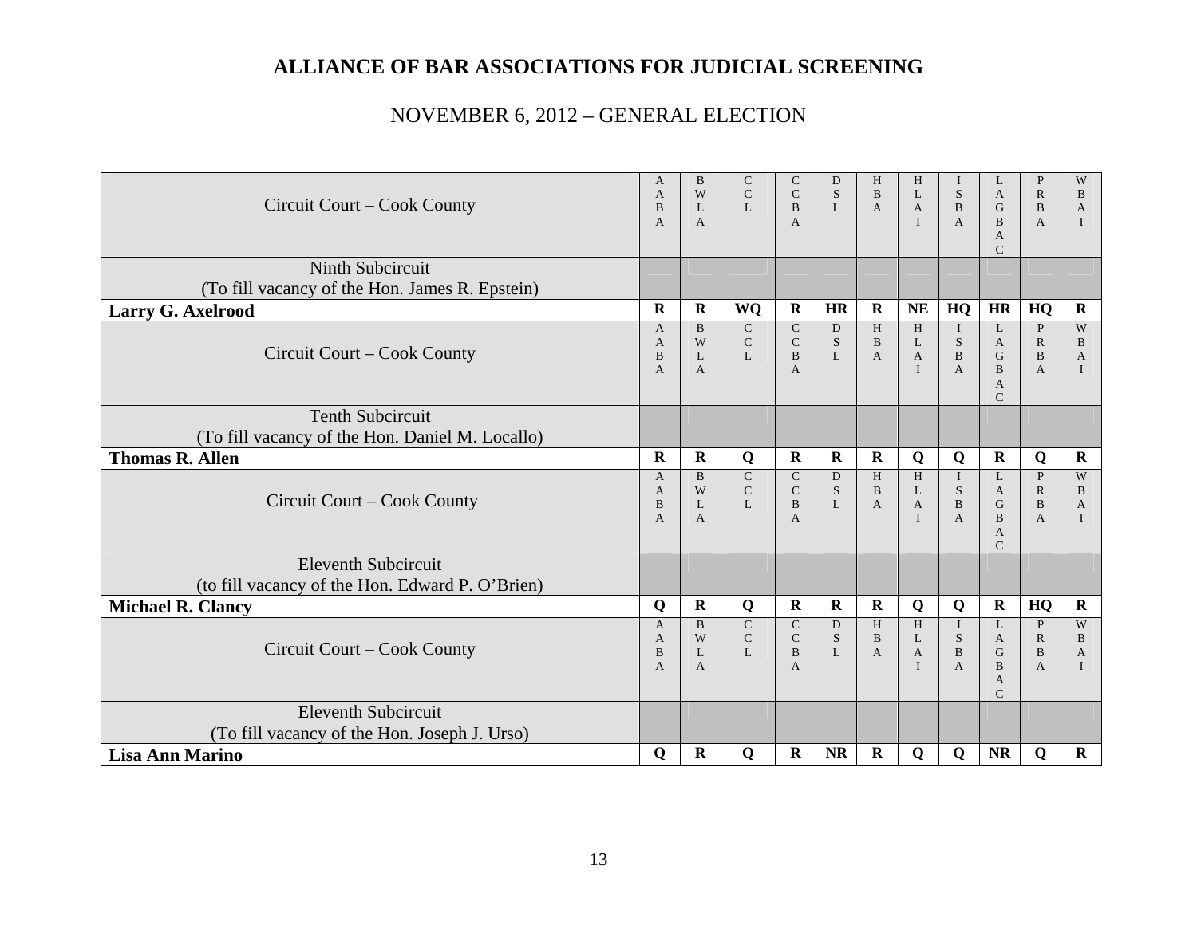# ALLIANCE OF BAR ASSOCIATIONS FOR JUDICIAL SCREENING

NOVEMBER 6, 2012 – GENERAL ELECTION

| Circuit Court – Cook County | AABA | BWLA | CCL | CCBA | DSL | HBA | HLAI | ISBA | LAGBAC | PRBA | WBAI |
|---|---|---|---|---|---|---|---|---|---|---|---|
| Ninth Subcircuit (To fill vacancy of the Hon. James R. Epstein) | | | | | | | | | | | |
| **Larry G. Axelrood** | **R** | **R** | **WQ** | **R** | **HR** | **R** | **NE** | **HQ** | **HR** | **HQ** | **R** |

| Circuit Court – Cook County | AABA | BWLA | CCL | CCBA | DSL | HBA | HLAI | ISBA | LAGBAC | PRBA | WBAI |
|---|---|---|---|---|---|---|---|---|---|---|---|
| Tenth Subcircuit (To fill vacancy of the Hon. Daniel M. Locallo) | | | | | | | | | | | |
| **Thomas R. Allen** | **R** | **R** | **Q** | **R** | **R** | **R** | **Q** | **Q** | **R** | **Q** | **R** |

| Circuit Court – Cook County | AABA | BWLA | CCL | CCBA | DSL | HBA | HLAI | ISBA | LAGBAC | PRBA | WBAI |
|---|---|---|---|---|---|---|---|---|---|---|---|
| Eleventh Subcircuit (to fill vacancy of the Hon. Edward P. O'Brien) | | | | | | | | | | | |
| **Michael R. Clancy** | **Q** | **R** | **Q** | **R** | **R** | **R** | **Q** | **Q** | **R** | **HQ** | **R** |

| Circuit Court – Cook County | AABA | BWLA | CCL | CCBA | DSL | HBA | HLAI | ISBA | LAGBAC | PRBA | WBAI |
|---|---|---|---|---|---|---|---|---|---|---|---|
| Eleventh Subcircuit (To fill vacancy of the Hon. Joseph J. Urso) | | | | | | | | | | | |
| **Lisa Ann Marino** | **Q** | **R** | **Q** | **R** | **NR** | **R** | **Q** | **Q** | **NR** | **Q** | **R** |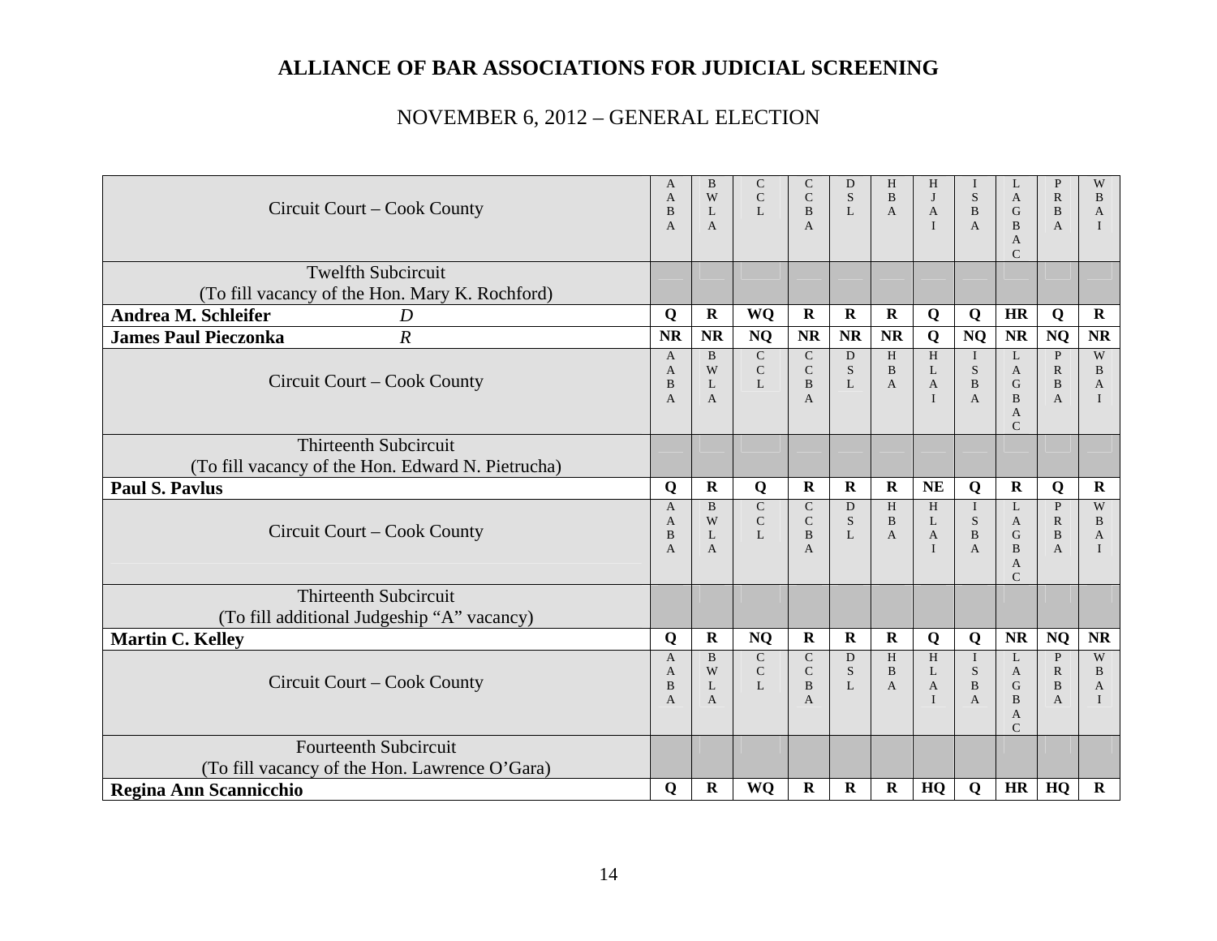# ALLIANCE OF BAR ASSOCIATIONS FOR JUDICIAL SCREENING

NOVEMBER 6, 2012 – GENERAL ELECTION

| Circuit Court – Cook County | AABA | BWLA | CCL | CCBA | DSL | HBA | HJAI | ISBA | LAGBAC | PRBA | WBAI |
|---|---|---|---|---|---|---|---|---|---|---|---|
| Twelfth Subcircuit<br>(To fill vacancy of the Hon. Mary K. Rochford) | | | | | | | | | | | |
| **Andrea M. Schleifer** *D* | **Q** | **R** | **WQ** | **R** | **R** | **R** | **Q** | **Q** | **HR** | **Q** | **R** |
| **James Paul Pieczonka** *R* | **NR** | **NR** | **NQ** | **NR** | **NR** | **NR** | **Q** | **NQ** | **NR** | **NQ** | **NR** |
| Circuit Court – Cook County | AABA | BWLA | CCL | CCBA | DSL | HBA | HLAI | ISBA | LAGBAC | PRBA | WBAI |
| Thirteenth Subcircuit<br>(To fill vacancy of the Hon. Edward N. Pietrucha) | | | | | | | | | | | |
| **Paul S. Pavlus** | **Q** | **R** | **Q** | **R** | **R** | **R** | **NE** | **Q** | **R** | **Q** | **R** |
| Circuit Court – Cook County | AABA | BWLA | CCL | CCBA | DSL | HBA | HLAI | ISBA | LAGBAC | PRBA | WBAI |
| Thirteenth Subcircuit<br>(To fill additional Judgeship "A" vacancy) | | | | | | | | | | | |
| **Martin C. Kelley** | **Q** | **R** | **NQ** | **R** | **R** | **R** | **Q** | **Q** | **NR** | **NQ** | **NR** |
| Circuit Court – Cook County | AABA | BWLA | CCL | CCBA | DSL | HBA | HLAI | ISBA | LAGBAC | PRBA | WBAI |
| Fourteenth Subcircuit<br>(To fill vacancy of the Hon. Lawrence O'Gara) | | | | | | | | | | | |
| **Regina Ann Scannicchio** | **Q** | **R** | **WQ** | **R** | **R** | **R** | **HQ** | **Q** | **HR** | **HQ** | **R** |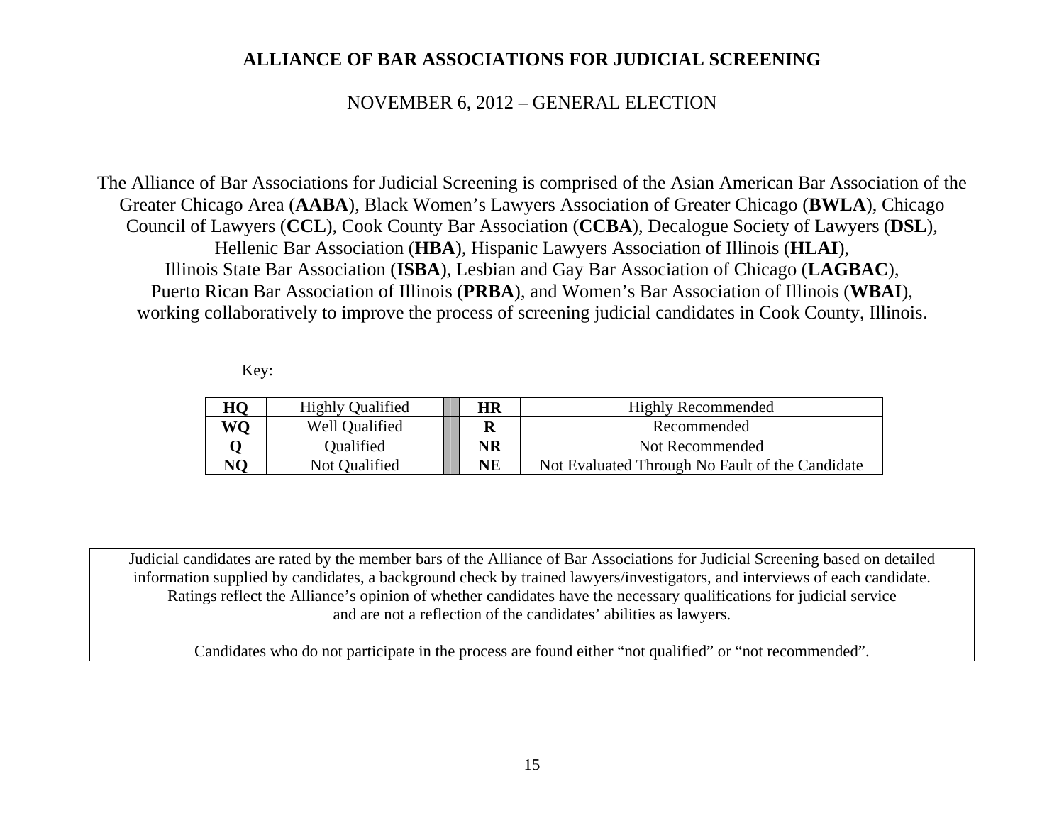# ALLIANCE OF BAR ASSOCIATIONS FOR JUDICIAL SCREENING

NOVEMBER 6, 2012 – GENERAL ELECTION

The Alliance of Bar Associations for Judicial Screening is comprised of the Asian American Bar Association of the Greater Chicago Area (**AABA**), Black Women's Lawyers Association of Greater Chicago (**BWLA**), Chicago Council of Lawyers (**CCL**), Cook County Bar Association (**CCBA**), Decalogue Society of Lawyers (**DSL**), Hellenic Bar Association (**HBA**), Hispanic Lawyers Association of Illinois (**HLAI**), Illinois State Bar Association (**ISBA**), Lesbian and Gay Bar Association of Chicago (**LAGBAC**), Puerto Rican Bar Association of Illinois (**PRBA**), and Women's Bar Association of Illinois (**WBAI**), working collaboratively to improve the process of screening judicial candidates in Cook County, Illinois.

Key:

| | | | | |
|---|---|---|---|---|
| **HQ** | Highly Qualified | | **HR** | Highly Recommended |
| **WQ** | Well Qualified | | **R** | Recommended |
| **Q** | Qualified | | **NR** | Not Recommended |
| **NQ** | Not Qualified | | **NE** | Not Evaluated Through No Fault of the Candidate |

Judicial candidates are rated by the member bars of the Alliance of Bar Associations for Judicial Screening based on detailed information supplied by candidates, a background check by trained lawyers/investigators, and interviews of each candidate. Ratings reflect the Alliance's opinion of whether candidates have the necessary qualifications for judicial service and are not a reflection of the candidates' abilities as lawyers.

Candidates who do not participate in the process are found either "not qualified" or "not recommended".